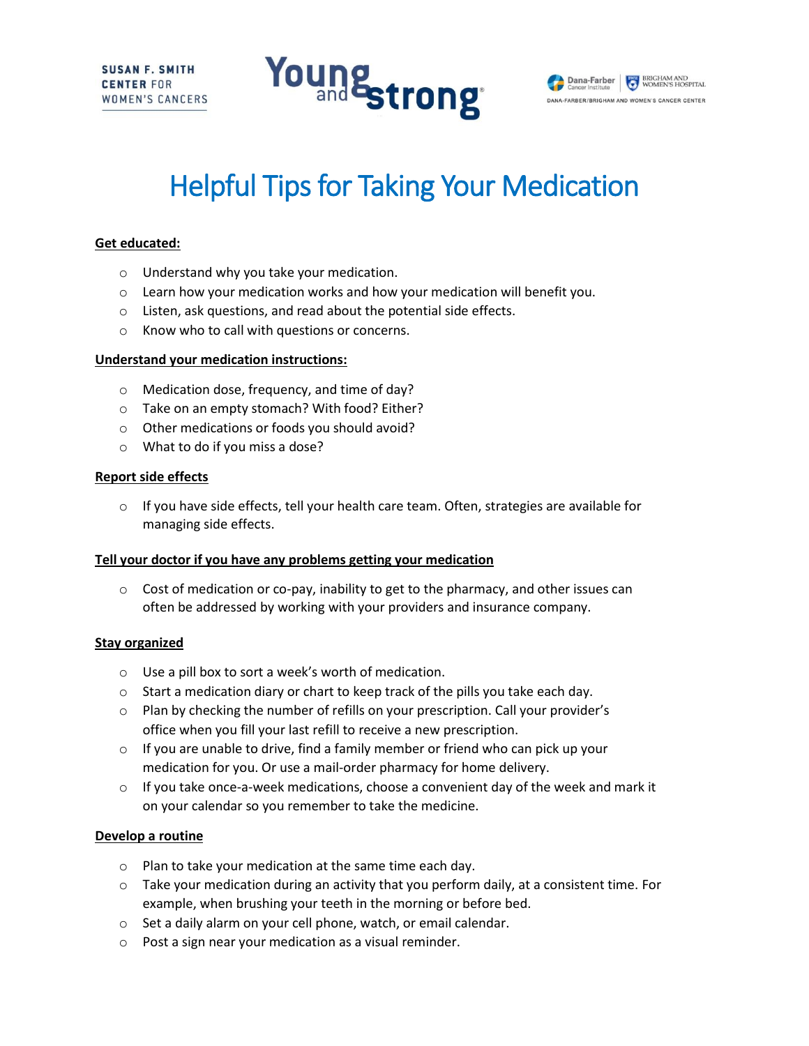SUSAN F. SMITH CENTER FOR WOMEN'S CANCERS

Young and Strong

Dana-Farber Cancer Institute | Brigham and Women's Hospital
DANA-FARBER/BRIGHAM AND WOMEN'S CANCER CENTER

# Helpful Tips for Taking Your Medication

**Get educated:**

- Understand why you take your medication.
- Learn how your medication works and how your medication will benefit you.
- Listen, ask questions, and read about the potential side effects.
- Know who to call with questions or concerns.

**Understand your medication instructions:**

- Medication dose, frequency, and time of day?
- Take on an empty stomach? With food? Either?
- Other medications or foods you should avoid?
- What to do if you miss a dose?

**Report side effects**

- If you have side effects, tell your health care team. Often, strategies are available for managing side effects.

**Tell your doctor if you have any problems getting your medication**

- Cost of medication or co-pay, inability to get to the pharmacy, and other issues can often be addressed by working with your providers and insurance company.

**Stay organized**

- Use a pill box to sort a week's worth of medication.
- Start a medication diary or chart to keep track of the pills you take each day.
- Plan by checking the number of refills on your prescription. Call your provider's office when you fill your last refill to receive a new prescription.
- If you are unable to drive, find a family member or friend who can pick up your medication for you. Or use a mail-order pharmacy for home delivery.
- If you take once-a-week medications, choose a convenient day of the week and mark it on your calendar so you remember to take the medicine.

**Develop a routine**

- Plan to take your medication at the same time each day.
- Take your medication during an activity that you perform daily, at a consistent time. For example, when brushing your teeth in the morning or before bed.
- Set a daily alarm on your cell phone, watch, or email calendar.
- Post a sign near your medication as a visual reminder.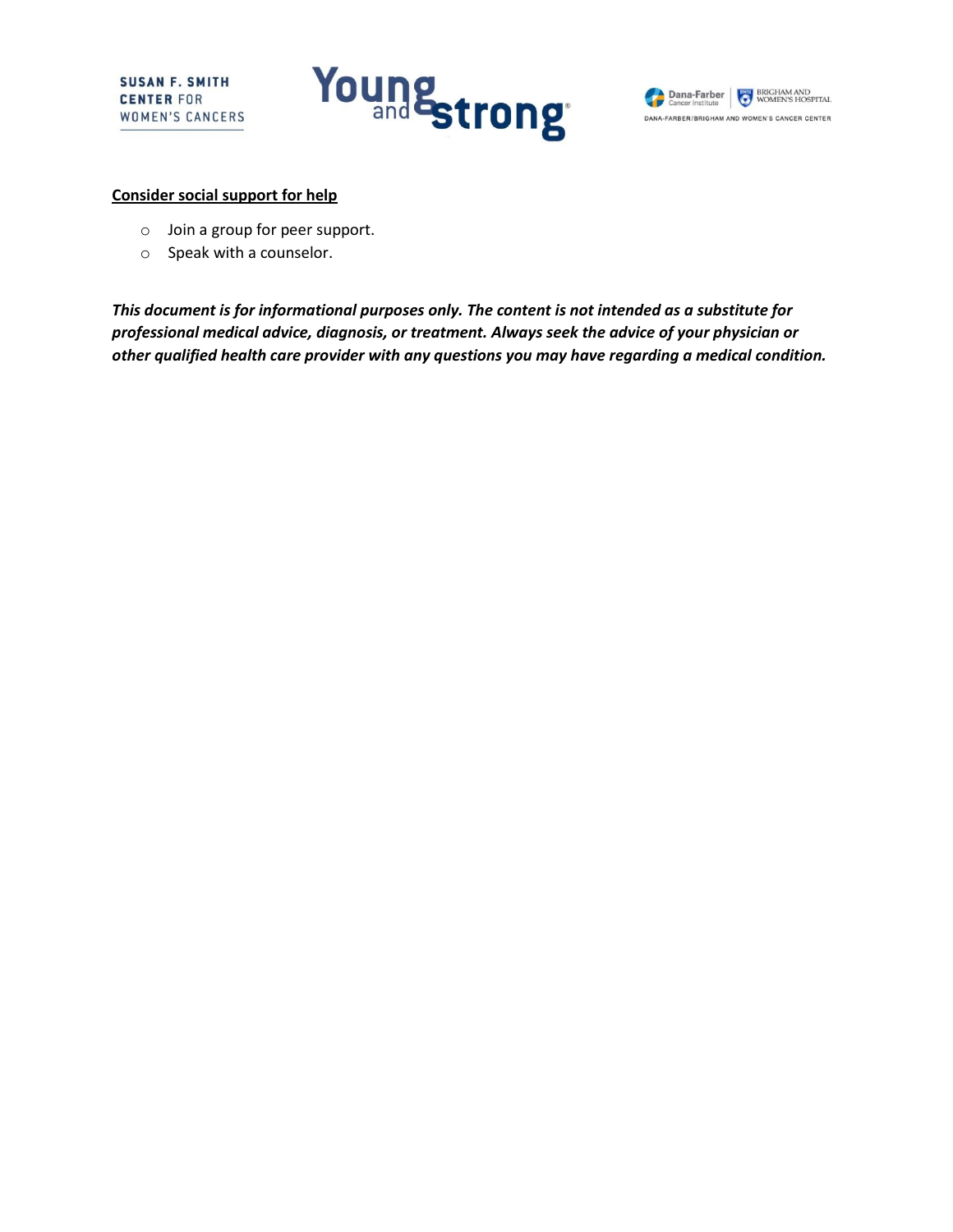**Consider social support for help**

- Join a group for peer support.
- Speak with a counselor.

***This document is for informational purposes only. The content is not intended as a substitute for professional medical advice, diagnosis, or treatment. Always seek the advice of your physician or other qualified health care provider with any questions you may have regarding a medical condition.***